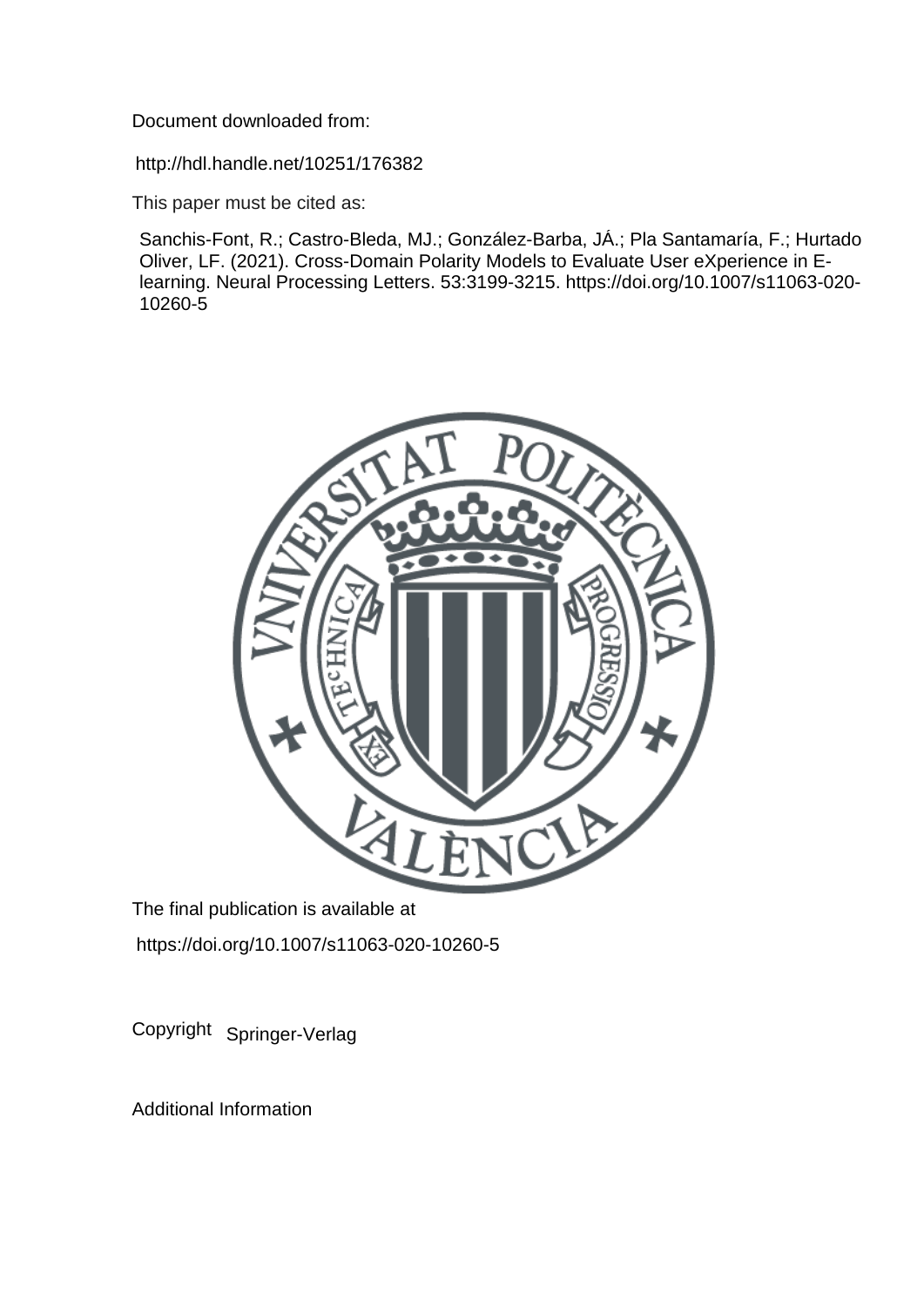Document downloaded from:

http://hdl.handle.net/10251/176382

This paper must be cited as:

Sanchis-Font, R.; Castro-Bleda, MJ.; González-Barba, JÁ.; Pla Santamaría, F.; Hurtado Oliver, LF. (2021). Cross-Domain Polarity Models to Evaluate User eXperience in E-learning. Neural Processing Letters. 53:3199-3215. https://doi.org/10.1007/s11063-020-10260-5

The final publication is available at

https://doi.org/10.1007/s11063-020-10260-5

Copyright Springer-Verlag

Additional Information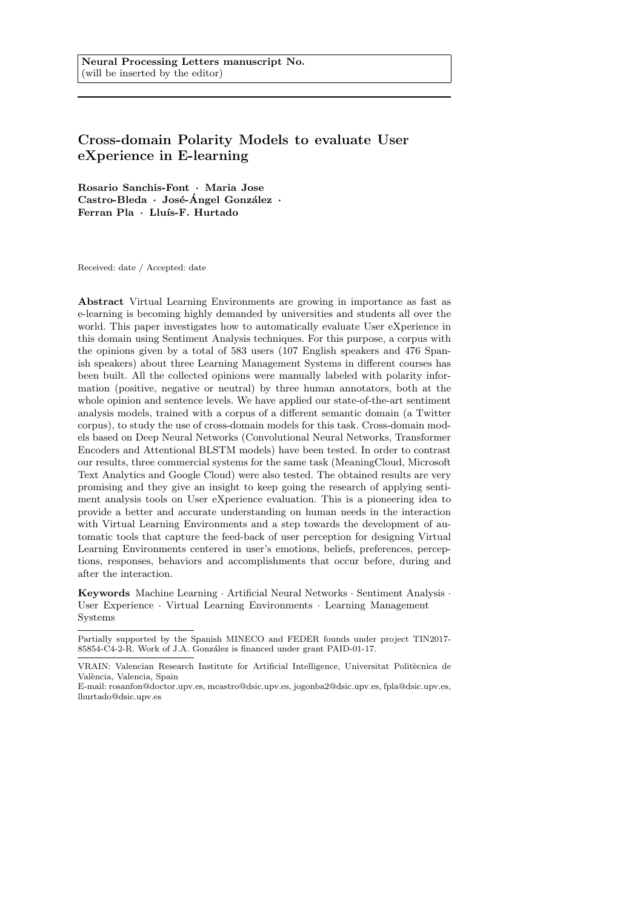Neural Processing Letters manuscript No.
(will be inserted by the editor)

# Cross-domain Polarity Models to evaluate User eXperience in E-learning

**Rosario Sanchis-Font · Maria Jose Castro-Bleda · José-Ángel González · Ferran Pla · Lluís-F. Hurtado**

Received: date / Accepted: date

**Abstract** Virtual Learning Environments are growing in importance as fast as e-learning is becoming highly demanded by universities and students all over the world. This paper investigates how to automatically evaluate User eXperience in this domain using Sentiment Analysis techniques. For this purpose, a corpus with the opinions given by a total of 583 users (107 English speakers and 476 Spanish speakers) about three Learning Management Systems in different courses has been built. All the collected opinions were manually labeled with polarity information (positive, negative or neutral) by three human annotators, both at the whole opinion and sentence levels. We have applied our state-of-the-art sentiment analysis models, trained with a corpus of a different semantic domain (a Twitter corpus), to study the use of cross-domain models for this task. Cross-domain models based on Deep Neural Networks (Convolutional Neural Networks, Transformer Encoders and Attentional BLSTM models) have been tested. In order to contrast our results, three commercial systems for the same task (MeaningCloud, Microsoft Text Analytics and Google Cloud) were also tested. The obtained results are very promising and they give an insight to keep going the research of applying sentiment analysis tools on User eXperience evaluation. This is a pioneering idea to provide a better and accurate understanding on human needs in the interaction with Virtual Learning Environments and a step towards the development of automatic tools that capture the feed-back of user perception for designing Virtual Learning Environments centered in user's emotions, beliefs, preferences, perceptions, responses, behaviors and accomplishments that occur before, during and after the interaction.

**Keywords** Machine Learning · Artificial Neural Networks · Sentiment Analysis · User Experience · Virtual Learning Environments · Learning Management Systems

---

Partially supported by the Spanish MINECO and FEDER founds under project TIN2017-85854-C4-2-R. Work of J.A. González is financed under grant PAID-01-17.

VRAIN: Valencian Research Institute for Artificial Intelligence, Universitat Politècnica de València, Valencia, Spain
E-mail: rosanfon@doctor.upv.es, mcastro@dsic.upv.es, jogonba2@dsic.upv.es, fpla@dsic.upv.es, lhurtado@dsic.upv.es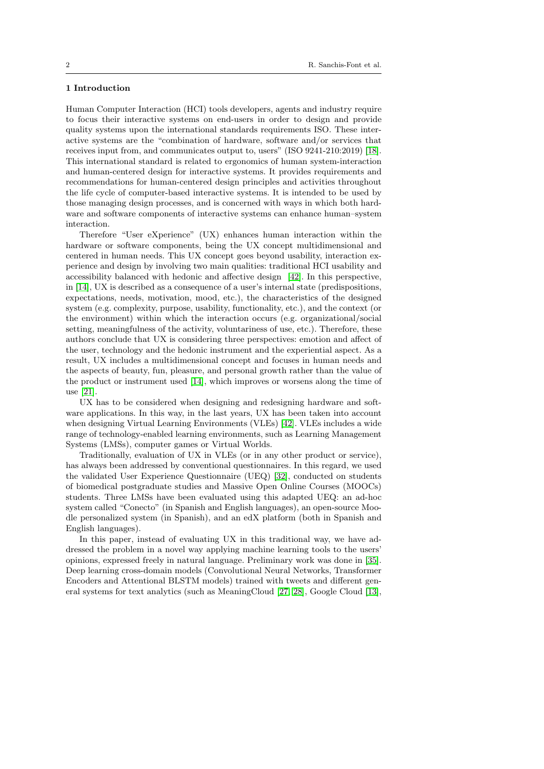## 1 Introduction

Human Computer Interaction (HCI) tools developers, agents and industry require to focus their interactive systems on end-users in order to design and provide quality systems upon the international standards requirements ISO. These interactive systems are the "combination of hardware, software and/or services that receives input from, and communicates output to, users" (ISO 9241-210:2019) [18]. This international standard is related to ergonomics of human system-interaction and human-centered design for interactive systems. It provides requirements and recommendations for human-centered design principles and activities throughout the life cycle of computer-based interactive systems. It is intended to be used by those managing design processes, and is concerned with ways in which both hardware and software components of interactive systems can enhance human–system interaction.

Therefore "User eXperience" (UX) enhances human interaction within the hardware or software components, being the UX concept multidimensional and centered in human needs. This UX concept goes beyond usability, interaction experience and design by involving two main qualities: traditional HCI usability and accessibility balanced with hedonic and affective design [42]. In this perspective, in [14], UX is described as a consequence of a user's internal state (predispositions, expectations, needs, motivation, mood, etc.), the characteristics of the designed system (e.g. complexity, purpose, usability, functionality, etc.), and the context (or the environment) within which the interaction occurs (e.g. organizational/social setting, meaningfulness of the activity, voluntariness of use, etc.). Therefore, these authors conclude that UX is considering three perspectives: emotion and affect of the user, technology and the hedonic instrument and the experiential aspect. As a result, UX includes a multidimensional concept and focuses in human needs and the aspects of beauty, fun, pleasure, and personal growth rather than the value of the product or instrument used [14], which improves or worsens along the time of use [21].

UX has to be considered when designing and redesigning hardware and software applications. In this way, in the last years, UX has been taken into account when designing Virtual Learning Environments (VLEs) [42]. VLEs includes a wide range of technology-enabled learning environments, such as Learning Management Systems (LMSs), computer games or Virtual Worlds.

Traditionally, evaluation of UX in VLEs (or in any other product or service), has always been addressed by conventional questionnaires. In this regard, we used the validated User Experience Questionnaire (UEQ) [32], conducted on students of biomedical postgraduate studies and Massive Open Online Courses (MOOCs) students. Three LMSs have been evaluated using this adapted UEQ: an ad-hoc system called "Conecto" (in Spanish and English languages), an open-source Moodle personalized system (in Spanish), and an edX platform (both in Spanish and English languages).

In this paper, instead of evaluating UX in this traditional way, we have addressed the problem in a novel way applying machine learning tools to the users' opinions, expressed freely in natural language. Preliminary work was done in [35]. Deep learning cross-domain models (Convolutional Neural Networks, Transformer Encoders and Attentional BLSTM models) trained with tweets and different general systems for text analytics (such as MeaningCloud [27, 28], Google Cloud [13],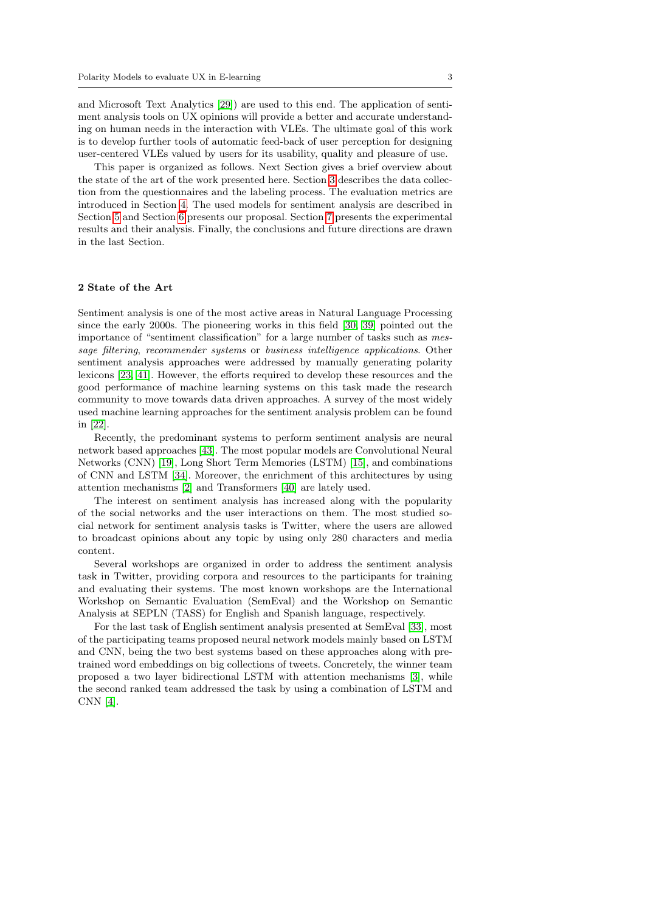and Microsoft Text Analytics [29]) are used to this end. The application of sentiment analysis tools on UX opinions will provide a better and accurate understanding on human needs in the interaction with VLEs. The ultimate goal of this work is to develop further tools of automatic feed-back of user perception for designing user-centered VLEs valued by users for its usability, quality and pleasure of use.

This paper is organized as follows. Next Section gives a brief overview about the state of the art of the work presented here. Section 3 describes the data collection from the questionnaires and the labeling process. The evaluation metrics are introduced in Section 4. The used models for sentiment analysis are described in Section 5 and Section 6 presents our proposal. Section 7 presents the experimental results and their analysis. Finally, the conclusions and future directions are drawn in the last Section.

## 2 State of the Art

Sentiment analysis is one of the most active areas in Natural Language Processing since the early 2000s. The pioneering works in this field [30, 39] pointed out the importance of "sentiment classification" for a large number of tasks such as *message filtering*, *recommender systems* or *business intelligence applications*. Other sentiment analysis approaches were addressed by manually generating polarity lexicons [23, 41]. However, the efforts required to develop these resources and the good performance of machine learning systems on this task made the research community to move towards data driven approaches. A survey of the most widely used machine learning approaches for the sentiment analysis problem can be found in [22].

Recently, the predominant systems to perform sentiment analysis are neural network based approaches [43]. The most popular models are Convolutional Neural Networks (CNN) [19], Long Short Term Memories (LSTM) [15], and combinations of CNN and LSTM [34]. Moreover, the enrichment of this architectures by using attention mechanisms [2] and Transformers [40] are lately used.

The interest on sentiment analysis has increased along with the popularity of the social networks and the user interactions on them. The most studied social network for sentiment analysis tasks is Twitter, where the users are allowed to broadcast opinions about any topic by using only 280 characters and media content.

Several workshops are organized in order to address the sentiment analysis task in Twitter, providing corpora and resources to the participants for training and evaluating their systems. The most known workshops are the International Workshop on Semantic Evaluation (SemEval) and the Workshop on Semantic Analysis at SEPLN (TASS) for English and Spanish language, respectively.

For the last task of English sentiment analysis presented at SemEval [33], most of the participating teams proposed neural network models mainly based on LSTM and CNN, being the two best systems based on these approaches along with pretrained word embeddings on big collections of tweets. Concretely, the winner team proposed a two layer bidirectional LSTM with attention mechanisms [3], while the second ranked team addressed the task by using a combination of LSTM and CNN [4].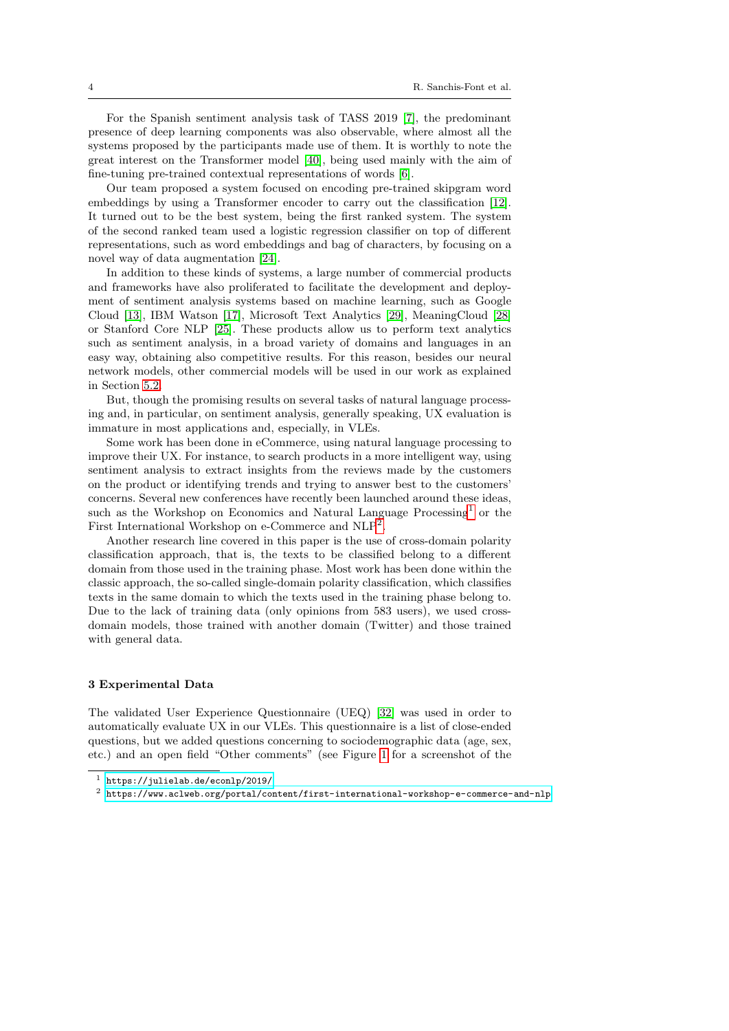For the Spanish sentiment analysis task of TASS 2019 [7], the predominant presence of deep learning components was also observable, where almost all the systems proposed by the participants made use of them. It is worthly to note the great interest on the Transformer model [40], being used mainly with the aim of fine-tuning pre-trained contextual representations of words [6].

Our team proposed a system focused on encoding pre-trained skipgram word embeddings by using a Transformer encoder to carry out the classification [12]. It turned out to be the best system, being the first ranked system. The system of the second ranked team used a logistic regression classifier on top of different representations, such as word embeddings and bag of characters, by focusing on a novel way of data augmentation [24].

In addition to these kinds of systems, a large number of commercial products and frameworks have also proliferated to facilitate the development and deployment of sentiment analysis systems based on machine learning, such as Google Cloud [13], IBM Watson [17], Microsoft Text Analytics [29], MeaningCloud [28] or Stanford Core NLP [25]. These products allow us to perform text analytics such as sentiment analysis, in a broad variety of domains and languages in an easy way, obtaining also competitive results. For this reason, besides our neural network models, other commercial models will be used in our work as explained in Section 5.2.

But, though the promising results on several tasks of natural language processing and, in particular, on sentiment analysis, generally speaking, UX evaluation is immature in most applications and, especially, in VLEs.

Some work has been done in eCommerce, using natural language processing to improve their UX. For instance, to search products in a more intelligent way, using sentiment analysis to extract insights from the reviews made by the customers on the product or identifying trends and trying to answer best to the customers' concerns. Several new conferences have recently been launched around these ideas, such as the Workshop on Economics and Natural Language Processing[1] or the First International Workshop on e-Commerce and NLP[2].

Another research line covered in this paper is the use of cross-domain polarity classification approach, that is, the texts to be classified belong to a different domain from those used in the training phase. Most work has been done within the classic approach, the so-called single-domain polarity classification, which classifies texts in the same domain to which the texts used in the training phase belong to. Due to the lack of training data (only opinions from 583 users), we used cross-domain models, those trained with another domain (Twitter) and those trained with general data.

## 3 Experimental Data

The validated User Experience Questionnaire (UEQ) [32] was used in order to automatically evaluate UX in our VLEs. This questionnaire is a list of close-ended questions, but we added questions concerning to sociodemographic data (age, sex, etc.) and an open field "Other comments" (see Figure 1 for a screenshot of the

[1] https://julielab.de/econlp/2019/

[2] https://www.aclweb.org/portal/content/first-international-workshop-e-commerce-and-nlp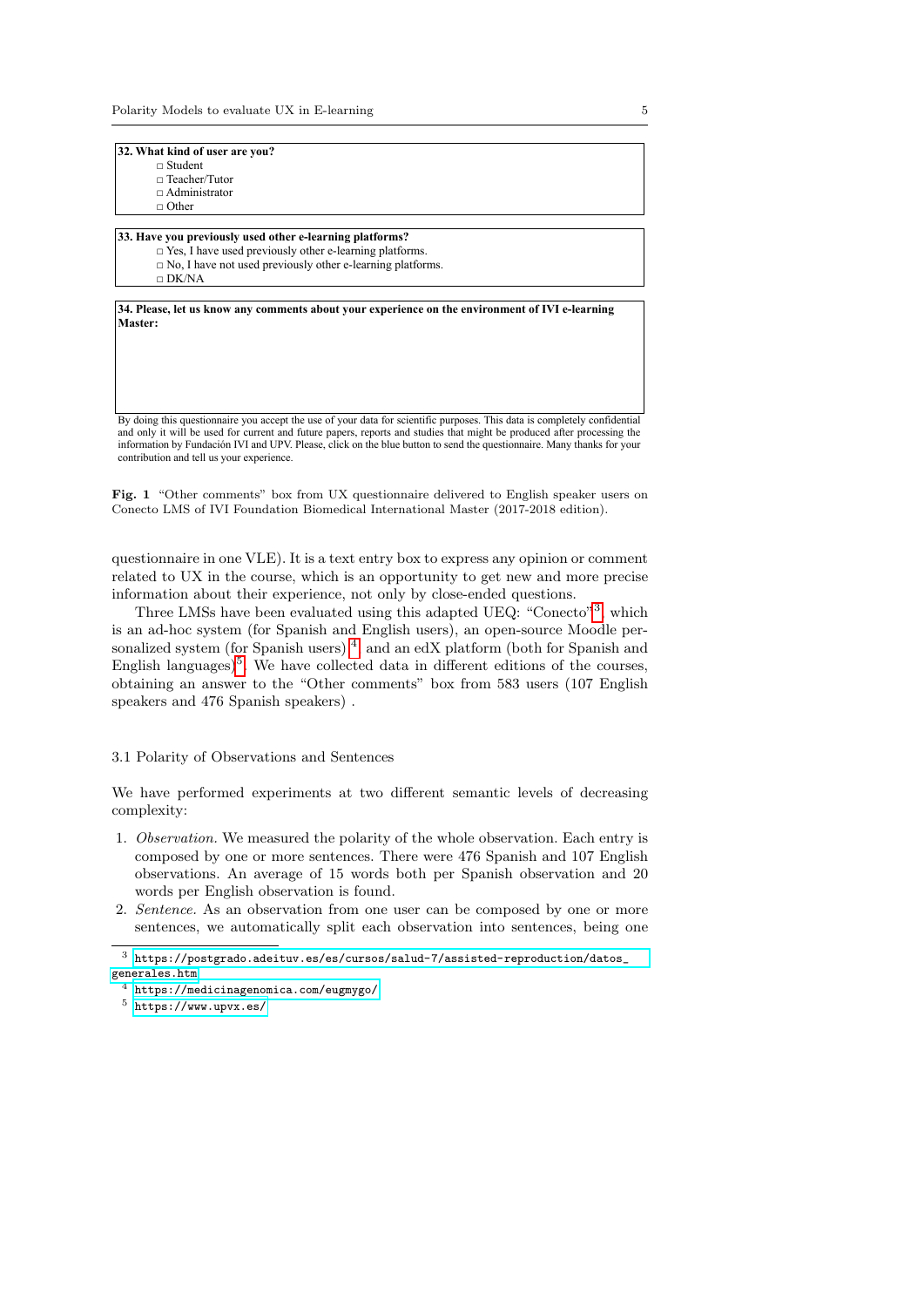**32. What kind of user are you?**

□ Student
□ Teacher/Tutor
□ Administrator
□ Other

**33. Have you previously used other e-learning platforms?**

□ Yes, I have used previously other e-learning platforms.
□ No, I have not used previously other e-learning platforms.
□ DK/NA

**34. Please, let us know any comments about your experience on the environment of IVI e-learning Master:**

By doing this questionnaire you accept the use of your data for scientific purposes. This data is completely confidential and only it will be used for current and future papers, reports and studies that might be produced after processing the information by Fundación IVI and UPV. Please, click on the blue button to send the questionnaire. Many thanks for your contribution and tell us your experience.

**Fig. 1** "Other comments" box from UX questionnaire delivered to English speaker users on Conecto LMS of IVI Foundation Biomedical International Master (2017-2018 edition).

questionnaire in one VLE). It is a text entry box to express any opinion or comment related to UX in the course, which is an opportunity to get new and more precise information about their experience, not only by close-ended questions.

Three LMSs have been evaluated using this adapted UEQ: "Conecto"[3] which is an ad-hoc system (for Spanish and English users), an open-source Moodle personalized system (for Spanish users) [4] and an edX platform (both for Spanish and English languages)[5]. We have collected data in different editions of the courses, obtaining an answer to the "Other comments" box from 583 users (107 English speakers and 476 Spanish speakers) .

### 3.1 Polarity of Observations and Sentences

We have performed experiments at two different semantic levels of decreasing complexity:

1. *Observation.* We measured the polarity of the whole observation. Each entry is composed by one or more sentences. There were 476 Spanish and 107 English observations. An average of 15 words both per Spanish observation and 20 words per English observation is found.
2. *Sentence.* As an observation from one user can be composed by one or more sentences, we automatically split each observation into sentences, being one

[3] https://postgrado.adeituv.es/es/cursos/salud-7/assisted-reproduction/datos_generales.htm

[4] https://medicinagenomica.com/eugmygo/

[5] https://www.upvx.es/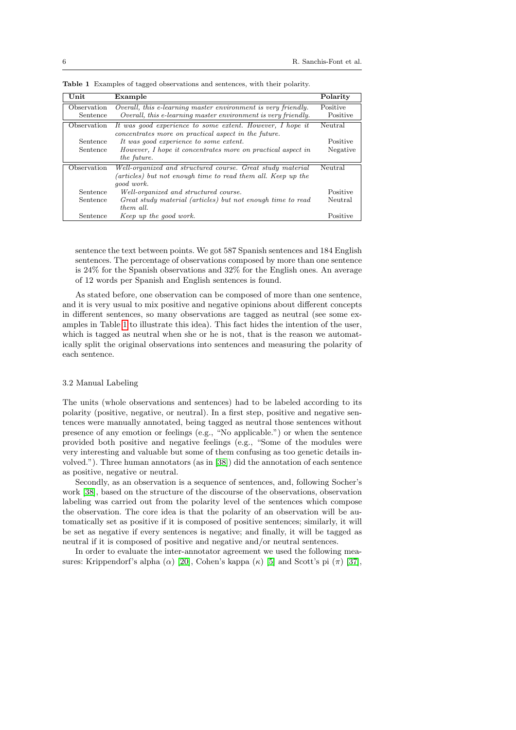**Table 1** Examples of tagged observations and sentences, with their polarity.

| Unit | Example | Polarity |
|---|---|---|
| Observation | *Overall, this e-learning master environment is very friendly.* | Positive |
| Sentence | *Overall, this e-learning master environment is very friendly.* | Positive |
| Observation | *It was good experience to some extent. However, I hope it concentrates more on practical aspect in the future.* | Neutral |
| Sentence | *It was good experience to some extent.* | Positive |
| Sentence | *However, I hope it concentrates more on practical aspect in the future.* | Negative |
| Observation | *Well-organized and structured course. Great study material (articles) but not enough time to read them all. Keep up the good work.* | Neutral |
| Sentence | *Well-organized and structured course.* | Positive |
| Sentence | *Great study material (articles) but not enough time to read them all.* | Neutral |
| Sentence | *Keep up the good work.* | Positive |

sentence the text between points. We got 587 Spanish sentences and 184 English sentences. The percentage of observations composed by more than one sentence is 24% for the Spanish observations and 32% for the English ones. An average of 12 words per Spanish and English sentences is found.

As stated before, one observation can be composed of more than one sentence, and it is very usual to mix positive and negative opinions about different concepts in different sentences, so many observations are tagged as neutral (see some examples in Table 1 to illustrate this idea). This fact hides the intention of the user, which is tagged as neutral when she or he is not, that is the reason we automatically split the original observations into sentences and measuring the polarity of each sentence.

### 3.2 Manual Labeling

The units (whole observations and sentences) had to be labeled according to its polarity (positive, negative, or neutral). In a first step, positive and negative sentences were manually annotated, being tagged as neutral those sentences without presence of any emotion or feelings (e.g., "No applicable.") or when the sentence provided both positive and negative feelings (e.g., "Some of the modules were very interesting and valuable but some of them confusing as too genetic details involved."). Three human annotators (as in [38]) did the annotation of each sentence as positive, negative or neutral.

Secondly, as an observation is a sequence of sentences, and, following Socher's work [38], based on the structure of the discourse of the observations, observation labeling was carried out from the polarity level of the sentences which compose the observation. The core idea is that the polarity of an observation will be automatically set as positive if it is composed of positive sentences; similarly, it will be set as negative if every sentences is negative; and finally, it will be tagged as neutral if it is composed of positive and negative and/or neutral sentences.

In order to evaluate the inter-annotator agreement we used the following measures: Krippendorf's alpha ($\alpha$) [20], Cohen's kappa ($\kappa$) [5] and Scott's pi ($\pi$) [37],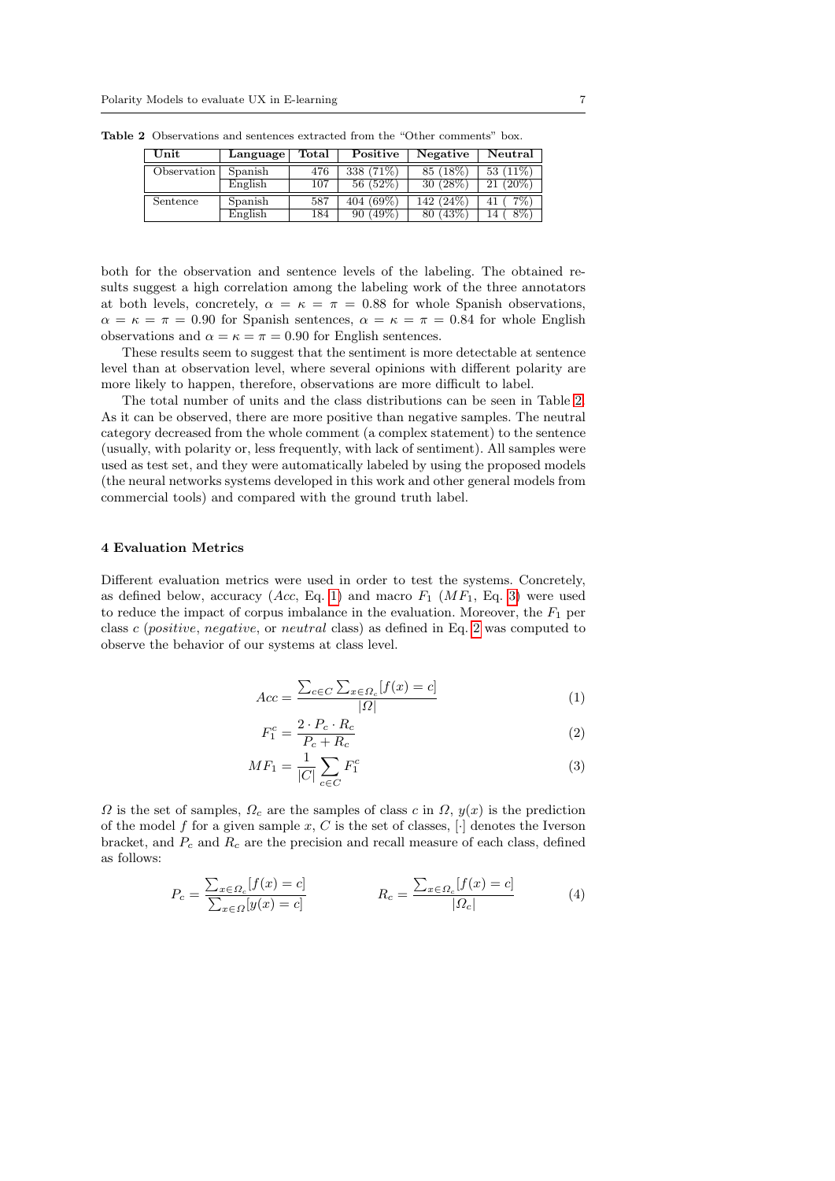**Table 2** Observations and sentences extracted from the "Other comments" box.

| Unit | Language | Total | Positive | Negative | Neutral |
|---|---|---|---|---|---|
| Observation | Spanish | 476 | 338 (71%) | 85 (18%) | 53 (11%) |
| | English | 107 | 56 (52%) | 30 (28%) | 21 (20%) |
| Sentence | Spanish | 587 | 404 (69%) | 142 (24%) | 41 ( 7%) |
| | English | 184 | 90 (49%) | 80 (43%) | 14 ( 8%) |

both for the observation and sentence levels of the labeling. The obtained results suggest a high correlation among the labeling work of the three annotators at both levels, concretely, $\alpha = \kappa = \pi = 0.88$ for whole Spanish observations, $\alpha = \kappa = \pi = 0.90$ for Spanish sentences, $\alpha = \kappa = \pi = 0.84$ for whole English observations and $\alpha = \kappa = \pi = 0.90$ for English sentences.

These results seem to suggest that the sentiment is more detectable at sentence level than at observation level, where several opinions with different polarity are more likely to happen, therefore, observations are more difficult to label.

The total number of units and the class distributions can be seen in Table 2. As it can be observed, there are more positive than negative samples. The neutral category decreased from the whole comment (a complex statement) to the sentence (usually, with polarity or, less frequently, with lack of sentiment). All samples were used as test set, and they were automatically labeled by using the proposed models (the neural networks systems developed in this work and other general models from commercial tools) and compared with the ground truth label.

## 4 Evaluation Metrics

Different evaluation metrics were used in order to test the systems. Concretely, as defined below, accuracy ($Acc$, Eq. 1) and macro $F_1$ ($MF_1$, Eq. 3) were used to reduce the impact of corpus imbalance in the evaluation. Moreover, the $F_1$ per class $c$ (*positive*, *negative*, or *neutral* class) as defined in Eq. 2 was computed to observe the behavior of our systems at class level.

$$Acc = \frac{\sum_{c \in C} \sum_{x \in \Omega_c} [f(x) = c]}{|\Omega|} \tag{1}$$

$$F_1^c = \frac{2 \cdot P_c \cdot R_c}{P_c + R_c} \tag{2}$$

$$MF_1 = \frac{1}{|C|} \sum_{c \in C} F_1^c \tag{3}$$

$\Omega$ is the set of samples, $\Omega_c$ are the samples of class $c$ in $\Omega$, $y(x)$ is the prediction of the model $f$ for a given sample $x$, $C$ is the set of classes, $[\cdot]$ denotes the Iverson bracket, and $P_c$ and $R_c$ are the precision and recall measure of each class, defined as follows:

$$P_c = \frac{\sum_{x \in \Omega_c} [f(x) = c]}{\sum_{x \in \Omega} [y(x) = c]} \qquad\qquad R_c = \frac{\sum_{x \in \Omega_c} [f(x) = c]}{|\Omega_c|} \tag{4}$$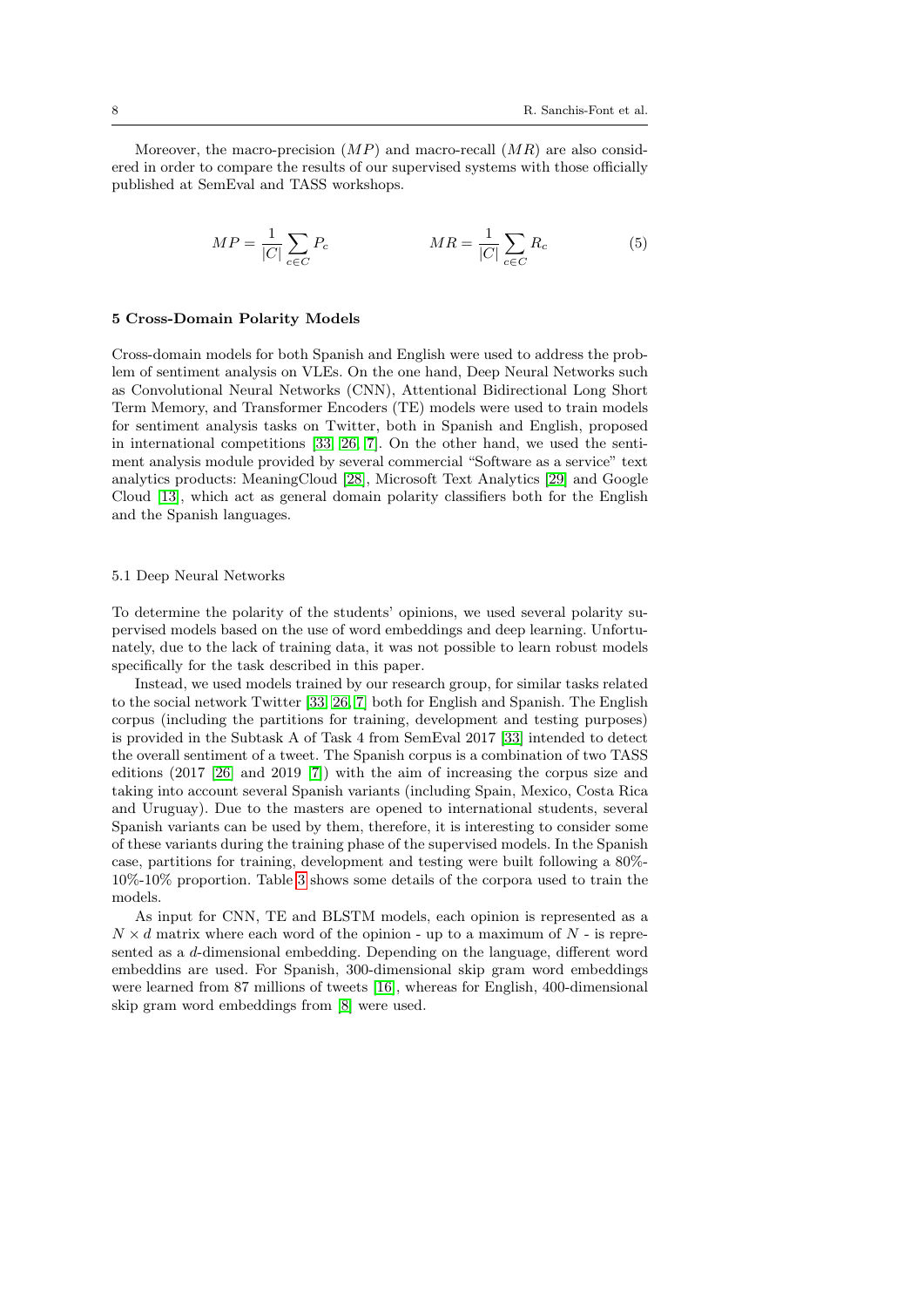Moreover, the macro-precision ($MP$) and macro-recall ($MR$) are also considered in order to compare the results of our supervised systems with those officially published at SemEval and TASS workshops.

$$MP = \frac{1}{|C|} \sum_{c \in C} P_c \qquad\qquad MR = \frac{1}{|C|} \sum_{c \in C} R_c \tag{5}$$

## 5 Cross-Domain Polarity Models

Cross-domain models for both Spanish and English were used to address the problem of sentiment analysis on VLEs. On the one hand, Deep Neural Networks such as Convolutional Neural Networks (CNN), Attentional Bidirectional Long Short Term Memory, and Transformer Encoders (TE) models were used to train models for sentiment analysis tasks on Twitter, both in Spanish and English, proposed in international competitions [33, 26, 7]. On the other hand, we used the sentiment analysis module provided by several commercial "Software as a service" text analytics products: MeaningCloud [28], Microsoft Text Analytics [29] and Google Cloud [13], which act as general domain polarity classifiers both for the English and the Spanish languages.

### 5.1 Deep Neural Networks

To determine the polarity of the students' opinions, we used several polarity supervised models based on the use of word embeddings and deep learning. Unfortunately, due to the lack of training data, it was not possible to learn robust models specifically for the task described in this paper.

Instead, we used models trained by our research group, for similar tasks related to the social network Twitter [33, 26, 7] both for English and Spanish. The English corpus (including the partitions for training, development and testing purposes) is provided in the Subtask A of Task 4 from SemEval 2017 [33] intended to detect the overall sentiment of a tweet. The Spanish corpus is a combination of two TASS editions (2017 [26] and 2019 [7]) with the aim of increasing the corpus size and taking into account several Spanish variants (including Spain, Mexico, Costa Rica and Uruguay). Due to the masters are opened to international students, several Spanish variants can be used by them, therefore, it is interesting to consider some of these variants during the training phase of the supervised models. In the Spanish case, partitions for training, development and testing were built following a 80%-10%-10% proportion. Table 3 shows some details of the corpora used to train the models.

As input for CNN, TE and BLSTM models, each opinion is represented as a $N \times d$ matrix where each word of the opinion - up to a maximum of $N$ - is represented as a $d$-dimensional embedding. Depending on the language, different word embeddins are used. For Spanish, 300-dimensional skip gram word embeddings were learned from 87 millions of tweets [16], whereas for English, 400-dimensional skip gram word embeddings from [8] were used.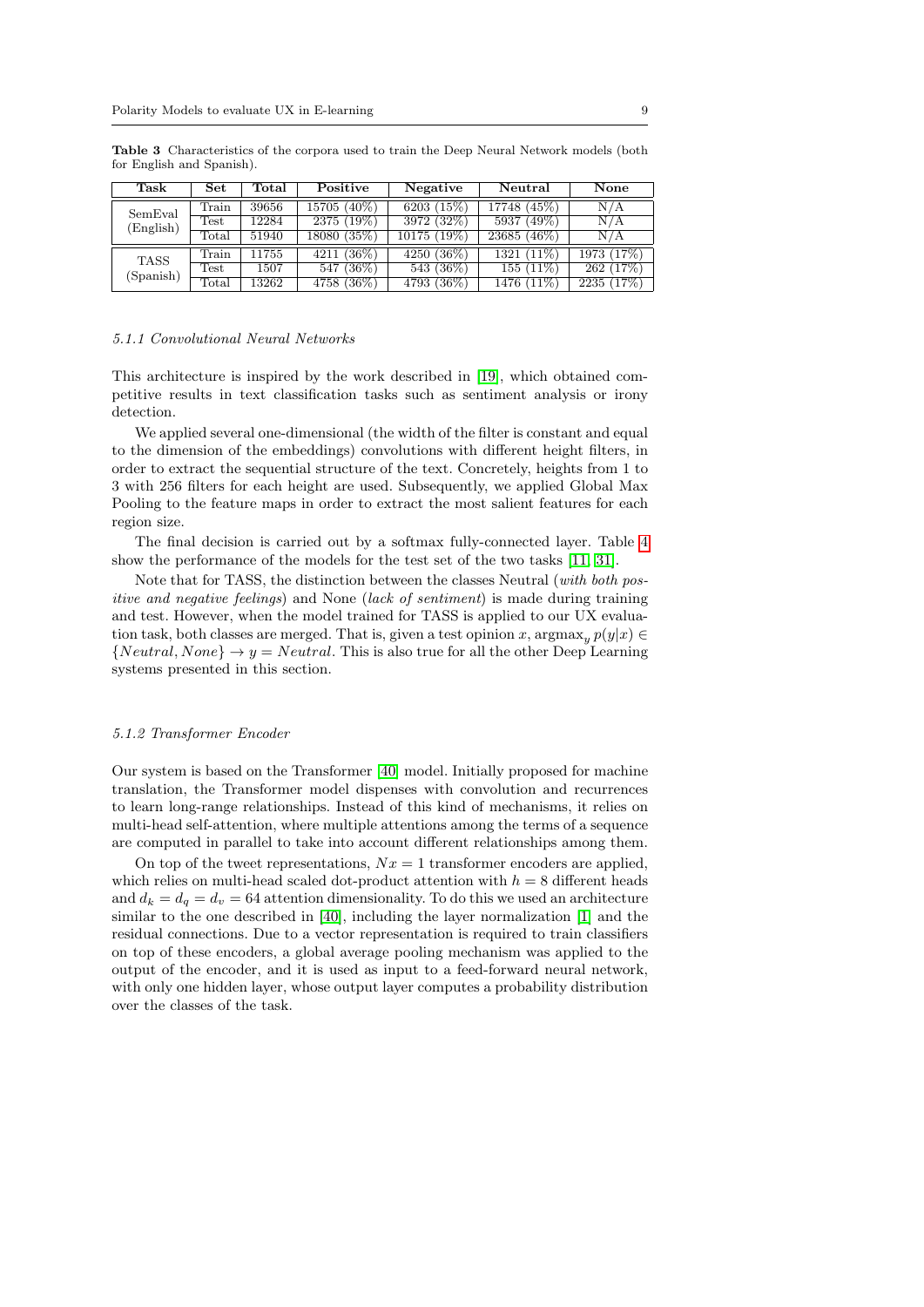**Table 3** Characteristics of the corpora used to train the Deep Neural Network models (both for English and Spanish).

| Task | Set | Total | Positive | Negative | Neutral | None |
|---|---|---|---|---|---|---|
| SemEval (English) | Train | 39656 | 15705 (40%) | 6203 (15%) | 17748 (45%) | N/A |
| | Test | 12284 | 2375 (19%) | 3972 (32%) | 5937 (49%) | N/A |
| | Total | 51940 | 18080 (35%) | 10175 (19%) | 23685 (46%) | N/A |
| TASS (Spanish) | Train | 11755 | 4211 (36%) | 4250 (36%) | 1321 (11%) | 1973 (17%) |
| | Test | 1507 | 547 (36%) | 543 (36%) | 155 (11%) | 262 (17%) |
| | Total | 13262 | 4758 (36%) | 4793 (36%) | 1476 (11%) | 2235 (17%) |

#### *5.1.1 Convolutional Neural Networks*

This architecture is inspired by the work described in [19], which obtained competitive results in text classification tasks such as sentiment analysis or irony detection.

We applied several one-dimensional (the width of the filter is constant and equal to the dimension of the embeddings) convolutions with different height filters, in order to extract the sequential structure of the text. Concretely, heights from 1 to 3 with 256 filters for each height are used. Subsequently, we applied Global Max Pooling to the feature maps in order to extract the most salient features for each region size.

The final decision is carried out by a softmax fully-connected layer. Table 4 show the performance of the models for the test set of the two tasks [11, 31].

Note that for TASS, the distinction between the classes Neutral (*with both positive and negative feelings*) and None (*lack of sentiment*) is made during training and test. However, when the model trained for TASS is applied to our UX evaluation task, both classes are merged. That is, given a test opinion $x$, $\text{argmax}_y\, p(y|x) \in \{Neutral, None\} \rightarrow y = Neutral$. This is also true for all the other Deep Learning systems presented in this section.

#### *5.1.2 Transformer Encoder*

Our system is based on the Transformer [40] model. Initially proposed for machine translation, the Transformer model dispenses with convolution and recurrences to learn long-range relationships. Instead of this kind of mechanisms, it relies on multi-head self-attention, where multiple attentions among the terms of a sequence are computed in parallel to take into account different relationships among them.

On top of the tweet representations, $Nx = 1$ transformer encoders are applied, which relies on multi-head scaled dot-product attention with $h = 8$ different heads and $d_k = d_q = d_v = 64$ attention dimensionality. To do this we used an architecture similar to the one described in [40], including the layer normalization [1] and the residual connections. Due to a vector representation is required to train classifiers on top of these encoders, a global average pooling mechanism was applied to the output of the encoder, and it is used as input to a feed-forward neural network, with only one hidden layer, whose output layer computes a probability distribution over the classes of the task.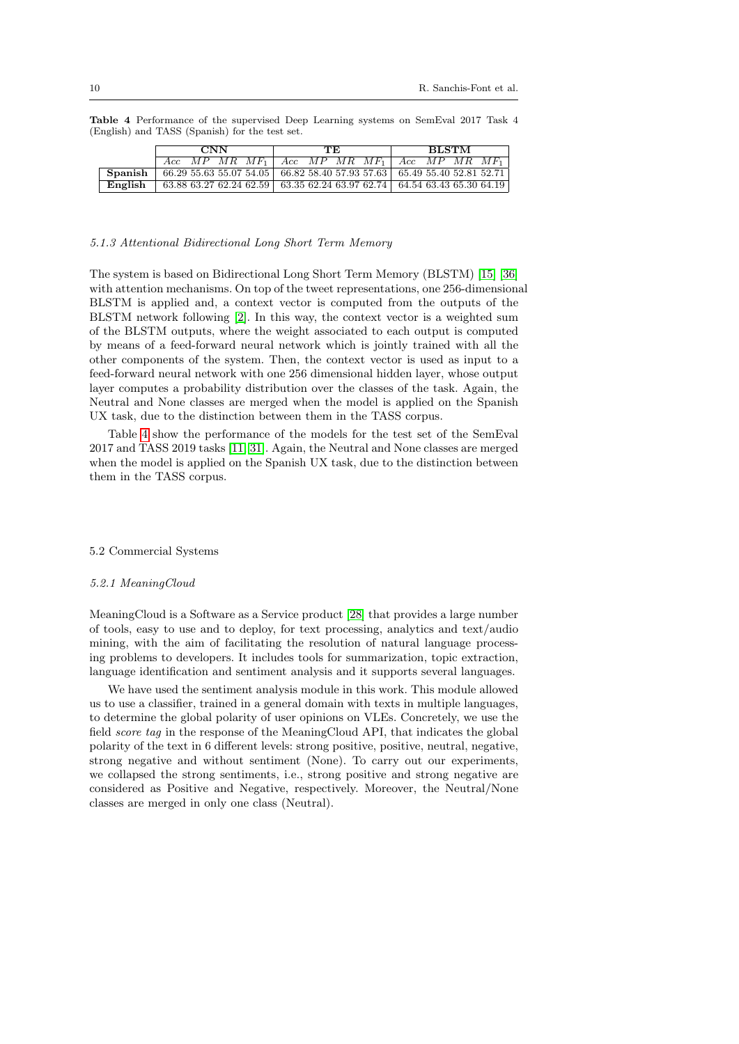**Table 4** Performance of the supervised Deep Learning systems on SemEval 2017 Task 4 (English) and TASS (Spanish) for the test set.

| | **CNN** | | | | **TE** | | | | **BLSTM** | | | |
|---|---|---|---|---|---|---|---|---|---|---|---|---|
| | $Acc$ | $MP$ | $MR$ | $MF_1$ | $Acc$ | $MP$ | $MR$ | $MF_1$ | $Acc$ | $MP$ | $MR$ | $MF_1$ |
| **Spanish** | 66.29 | 55.63 | 55.07 | 54.05 | 66.82 | 58.40 | 57.93 | 57.63 | 65.49 | 55.40 | 52.81 | 52.71 |
| **English** | 63.88 | 63.27 | 62.24 | 62.59 | 63.35 | 62.24 | 63.97 | 62.74 | 64.54 | 63.43 | 65.30 | 64.19 |

#### *5.1.3 Attentional Bidirectional Long Short Term Memory*

The system is based on Bidirectional Long Short Term Memory (BLSTM) [15] [36] with attention mechanisms. On top of the tweet representations, one 256-dimensional BLSTM is applied and, a context vector is computed from the outputs of the BLSTM network following [2]. In this way, the context vector is a weighted sum of the BLSTM outputs, where the weight associated to each output is computed by means of a feed-forward neural network which is jointly trained with all the other components of the system. Then, the context vector is used as input to a feed-forward neural network with one 256 dimensional hidden layer, whose output layer computes a probability distribution over the classes of the task. Again, the Neutral and None classes are merged when the model is applied on the Spanish UX task, due to the distinction between them in the TASS corpus.

Table 4 show the performance of the models for the test set of the SemEval 2017 and TASS 2019 tasks [11] [31]. Again, the Neutral and None classes are merged when the model is applied on the Spanish UX task, due to the distinction between them in the TASS corpus.

### 5.2 Commercial Systems

#### *5.2.1 MeaningCloud*

MeaningCloud is a Software as a Service product [28] that provides a large number of tools, easy to use and to deploy, for text processing, analytics and text/audio mining, with the aim of facilitating the resolution of natural language processing problems to developers. It includes tools for summarization, topic extraction, language identification and sentiment analysis and it supports several languages.

We have used the sentiment analysis module in this work. This module allowed us to use a classifier, trained in a general domain with texts in multiple languages, to determine the global polarity of user opinions on VLEs. Concretely, we use the field *score tag* in the response of the MeaningCloud API, that indicates the global polarity of the text in 6 different levels: strong positive, positive, neutral, negative, strong negative and without sentiment (None). To carry out our experiments, we collapsed the strong sentiments, i.e., strong positive and strong negative are considered as Positive and Negative, respectively. Moreover, the Neutral/None classes are merged in only one class (Neutral).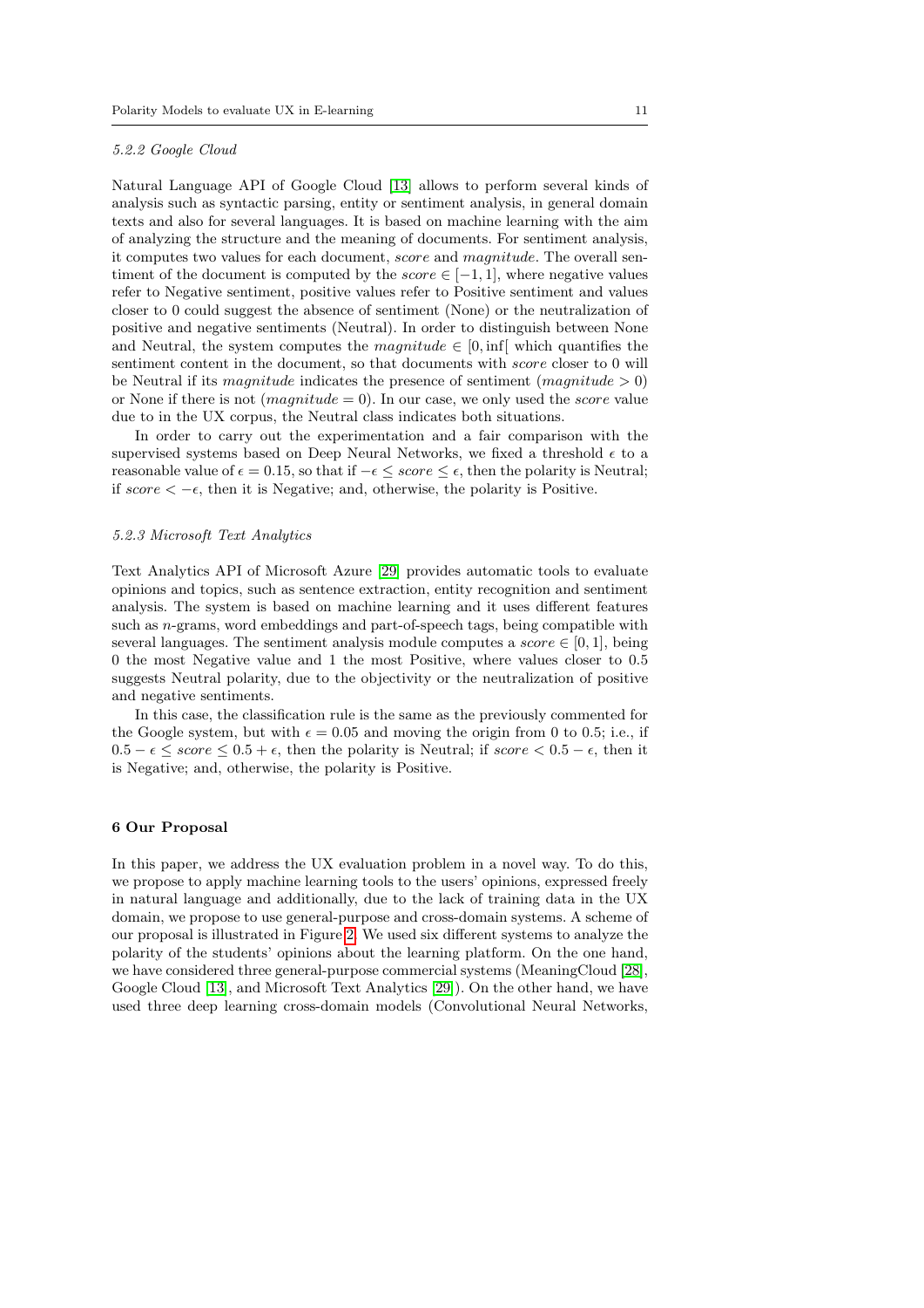#### 5.2.2 Google Cloud

Natural Language API of Google Cloud [13] allows to perform several kinds of analysis such as syntactic parsing, entity or sentiment analysis, in general domain texts and also for several languages. It is based on machine learning with the aim of analyzing the structure and the meaning of documents. For sentiment analysis, it computes two values for each document, *score* and *magnitude*. The overall sentiment of the document is computed by the $score \in [-1, 1]$, where negative values refer to Negative sentiment, positive values refer to Positive sentiment and values closer to 0 could suggest the absence of sentiment (None) or the neutralization of positive and negative sentiments (Neutral). In order to distinguish between None and Neutral, the system computes the $magnitude \in [0, \inf[$ which quantifies the sentiment content in the document, so that documents with *score* closer to 0 will be Neutral if its *magnitude* indicates the presence of sentiment ($magnitude > 0$) or None if there is not ($magnitude = 0$). In our case, we only used the *score* value due to in the UX corpus, the Neutral class indicates both situations.

In order to carry out the experimentation and a fair comparison with the supervised systems based on Deep Neural Networks, we fixed a threshold $\epsilon$ to a reasonable value of $\epsilon = 0.15$, so that if $-\epsilon \leq score \leq \epsilon$, then the polarity is Neutral; if $score < -\epsilon$, then it is Negative; and, otherwise, the polarity is Positive.

#### 5.2.3 Microsoft Text Analytics

Text Analytics API of Microsoft Azure [29] provides automatic tools to evaluate opinions and topics, such as sentence extraction, entity recognition and sentiment analysis. The system is based on machine learning and it uses different features such as $n$-grams, word embeddings and part-of-speech tags, being compatible with several languages. The sentiment analysis module computes a $score \in [0, 1]$, being 0 the most Negative value and 1 the most Positive, where values closer to 0.5 suggests Neutral polarity, due to the objectivity or the neutralization of positive and negative sentiments.

In this case, the classification rule is the same as the previously commented for the Google system, but with $\epsilon = 0.05$ and moving the origin from 0 to 0.5; i.e., if $0.5 - \epsilon \leq score \leq 0.5 + \epsilon$, then the polarity is Neutral; if $score < 0.5 - \epsilon$, then it is Negative; and, otherwise, the polarity is Positive.

## 6 Our Proposal

In this paper, we address the UX evaluation problem in a novel way. To do this, we propose to apply machine learning tools to the users' opinions, expressed freely in natural language and additionally, due to the lack of training data in the UX domain, we propose to use general-purpose and cross-domain systems. A scheme of our proposal is illustrated in Figure 2. We used six different systems to analyze the polarity of the students' opinions about the learning platform. On the one hand, we have considered three general-purpose commercial systems (MeaningCloud [28], Google Cloud [13], and Microsoft Text Analytics [29]). On the other hand, we have used three deep learning cross-domain models (Convolutional Neural Networks,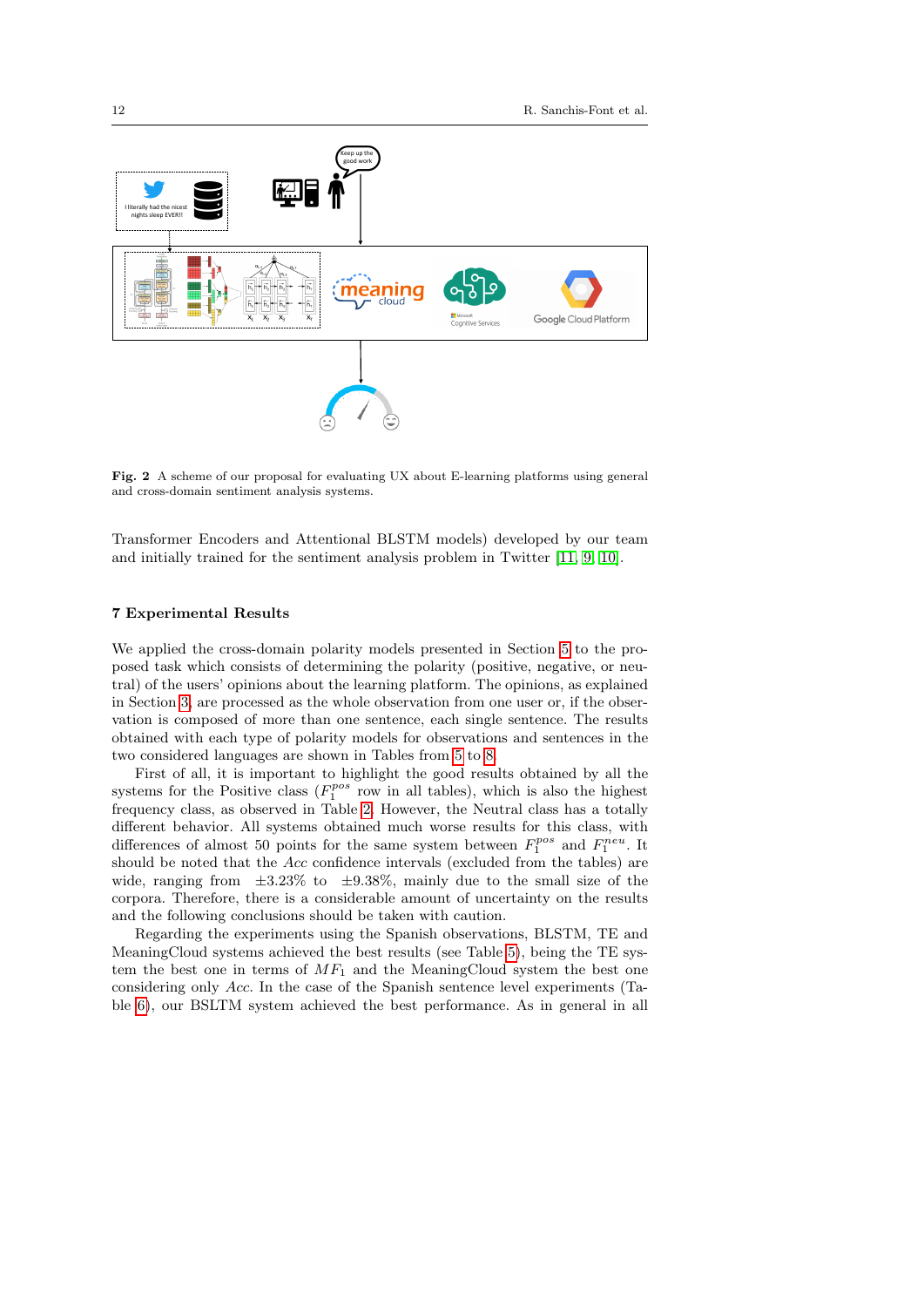**Fig. 2** A scheme of our proposal for evaluating UX about E-learning platforms using general and cross-domain sentiment analysis systems.

Transformer Encoders and Attentional BLSTM models) developed by our team and initially trained for the sentiment analysis problem in Twitter [11, 9, 10].

## 7 Experimental Results

We applied the cross-domain polarity models presented in Section 5 to the proposed task which consists of determining the polarity (positive, negative, or neutral) of the users' opinions about the learning platform. The opinions, as explained in Section 3, are processed as the whole observation from one user or, if the observation is composed of more than one sentence, each single sentence. The results obtained with each type of polarity models for observations and sentences in the two considered languages are shown in Tables from 5 to 8.

First of all, it is important to highlight the good results obtained by all the systems for the Positive class ($F_1^{pos}$ row in all tables), which is also the highest frequency class, as observed in Table 2. However, the Neutral class has a totally different behavior. All systems obtained much worse results for this class, with differences of almost 50 points for the same system between $F_1^{pos}$ and $F_1^{neu}$. It should be noted that the *Acc* confidence intervals (excluded from the tables) are wide, ranging from $\pm 3.23\%$ to $\pm 9.38\%$, mainly due to the small size of the corpora. Therefore, there is a considerable amount of uncertainty on the results and the following conclusions should be taken with caution.

Regarding the experiments using the Spanish observations, BLSTM, TE and MeaningCloud systems achieved the best results (see Table 5), being the TE system the best one in terms of $MF_1$ and the MeaningCloud system the best one considering only *Acc*. In the case of the Spanish sentence level experiments (Table 6), our BSLTM system achieved the best performance. As in general in all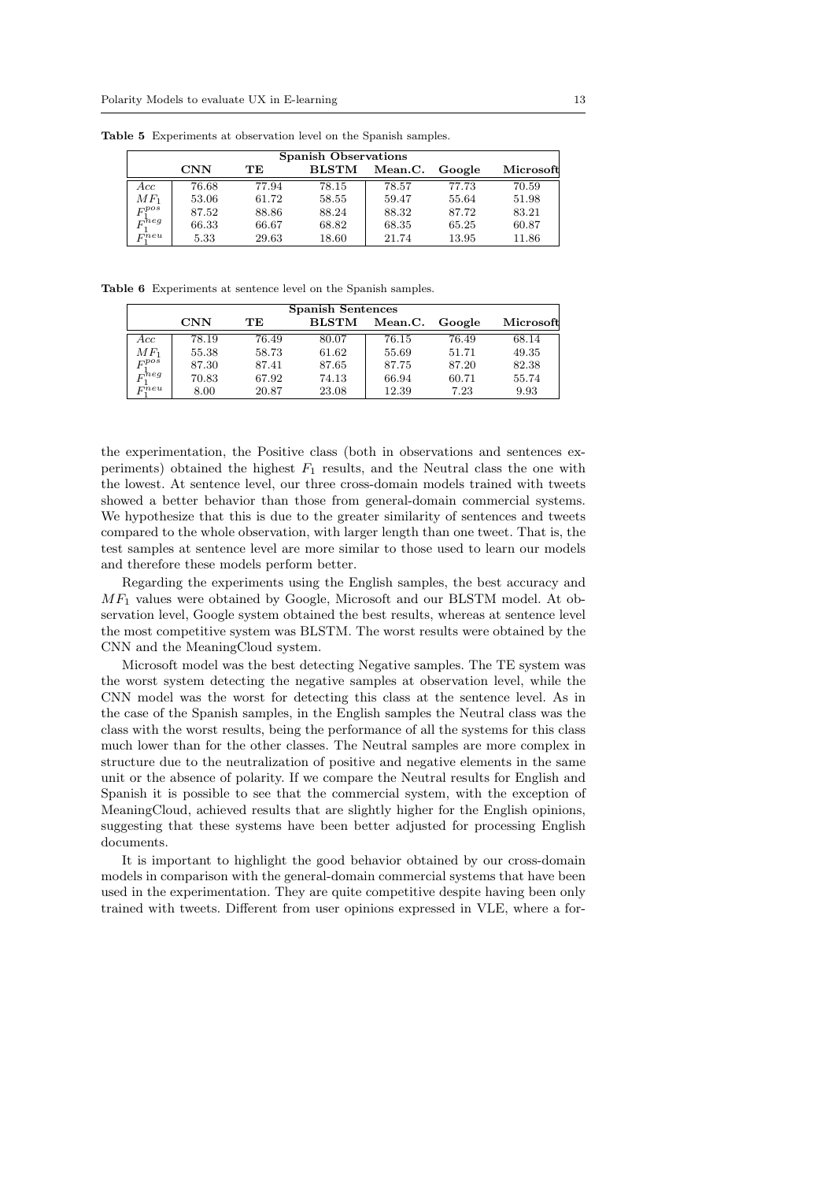**Table 5** Experiments at observation level on the Spanish samples.

| Spanish Observations | | | | | | |
|---|---|---|---|---|---|---|
| | **CNN** | **TE** | **BLSTM** | **Mean.C.** | **Google** | **Microsoft** |
| $Acc$ | 76.68 | 77.94 | 78.15 | 78.57 | 77.73 | 70.59 |
| $MF_1$ | 53.06 | 61.72 | 58.55 | 59.47 | 55.64 | 51.98 |
| $F_1^{pos}$ | 87.52 | 88.86 | 88.24 | 88.32 | 87.72 | 83.21 |
| $F_1^{neg}$ | 66.33 | 66.67 | 68.82 | 68.35 | 65.25 | 60.87 |
| $F_1^{neu}$ | 5.33 | 29.63 | 18.60 | 21.74 | 13.95 | 11.86 |

**Table 6** Experiments at sentence level on the Spanish samples.

| Spanish Sentences | | | | | | |
|---|---|---|---|---|---|---|
| | **CNN** | **TE** | **BLSTM** | **Mean.C.** | **Google** | **Microsoft** |
| $Acc$ | 78.19 | 76.49 | 80.07 | 76.15 | 76.49 | 68.14 |
| $MF_1$ | 55.38 | 58.73 | 61.62 | 55.69 | 51.71 | 49.35 |
| $F_1^{pos}$ | 87.30 | 87.41 | 87.65 | 87.75 | 87.20 | 82.38 |
| $F_1^{neg}$ | 70.83 | 67.92 | 74.13 | 66.94 | 60.71 | 55.74 |
| $F_1^{neu}$ | 8.00 | 20.87 | 23.08 | 12.39 | 7.23 | 9.93 |

the experimentation, the Positive class (both in observations and sentences experiments) obtained the highest $F_1$ results, and the Neutral class the one with the lowest. At sentence level, our three cross-domain models trained with tweets showed a better behavior than those from general-domain commercial systems. We hypothesize that this is due to the greater similarity of sentences and tweets compared to the whole observation, with larger length than one tweet. That is, the test samples at sentence level are more similar to those used to learn our models and therefore these models perform better.

Regarding the experiments using the English samples, the best accuracy and $MF_1$ values were obtained by Google, Microsoft and our BLSTM model. At observation level, Google system obtained the best results, whereas at sentence level the most competitive system was BLSTM. The worst results were obtained by the CNN and the MeaningCloud system.

Microsoft model was the best detecting Negative samples. The TE system was the worst system detecting the negative samples at observation level, while the CNN model was the worst for detecting this class at the sentence level. As in the case of the Spanish samples, in the English samples the Neutral class was the class with the worst results, being the performance of all the systems for this class much lower than for the other classes. The Neutral samples are more complex in structure due to the neutralization of positive and negative elements in the same unit or the absence of polarity. If we compare the Neutral results for English and Spanish it is possible to see that the commercial system, with the exception of MeaningCloud, achieved results that are slightly higher for the English opinions, suggesting that these systems have been better adjusted for processing English documents.

It is important to highlight the good behavior obtained by our cross-domain models in comparison with the general-domain commercial systems that have been used in the experimentation. They are quite competitive despite having been only trained with tweets. Different from user opinions expressed in VLE, where a for-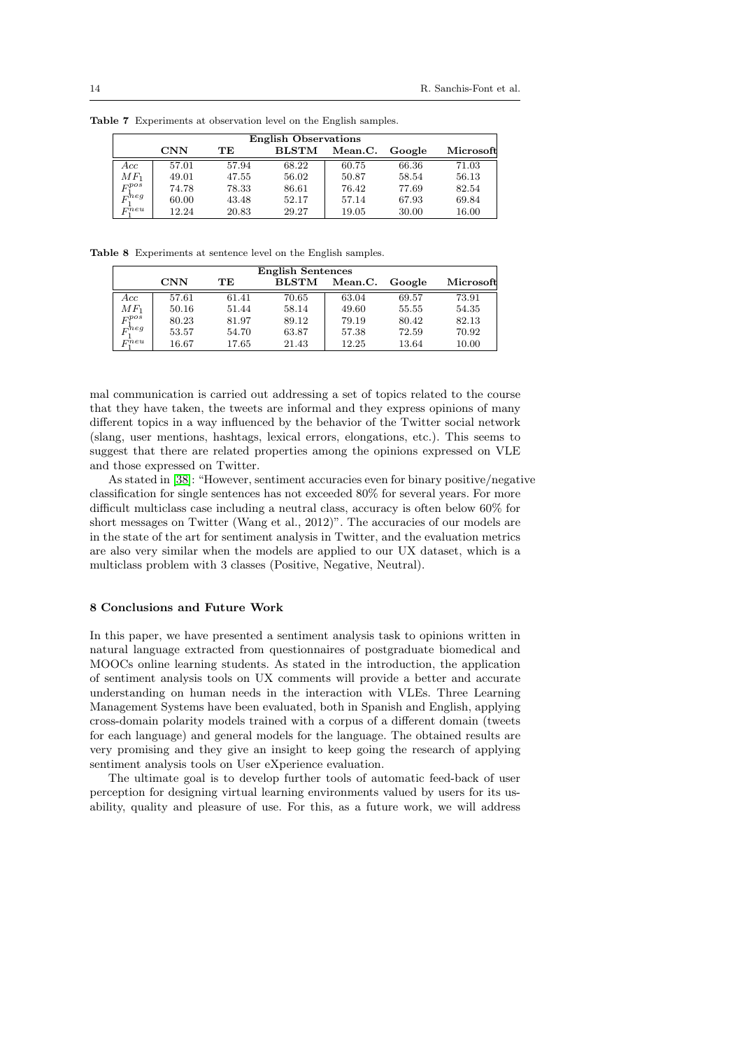**Table 7** Experiments at observation level on the English samples.

| English Observations | | | | | | |
|---|---|---|---|---|---|---|
| | **CNN** | **TE** | **BLSTM** | **Mean.C.** | **Google** | **Microsoft** |
| $Acc$ | 57.01 | 57.94 | 68.22 | 60.75 | 66.36 | 71.03 |
| $MF_1$ | 49.01 | 47.55 | 56.02 | 50.87 | 58.54 | 56.13 |
| $F_1^{pos}$ | 74.78 | 78.33 | 86.61 | 76.42 | 77.69 | 82.54 |
| $F_1^{neg}$ | 60.00 | 43.48 | 52.17 | 57.14 | 67.93 | 69.84 |
| $F_1^{neu}$ | 12.24 | 20.83 | 29.27 | 19.05 | 30.00 | 16.00 |

**Table 8** Experiments at sentence level on the English samples.

| English Sentences | | | | | | |
|---|---|---|---|---|---|---|
| | **CNN** | **TE** | **BLSTM** | **Mean.C.** | **Google** | **Microsoft** |
| $Acc$ | 57.61 | 61.41 | 70.65 | 63.04 | 69.57 | 73.91 |
| $MF_1$ | 50.16 | 51.44 | 58.14 | 49.60 | 55.55 | 54.35 |
| $F_1^{pos}$ | 80.23 | 81.97 | 89.12 | 79.19 | 80.42 | 82.13 |
| $F_1^{neg}$ | 53.57 | 54.70 | 63.87 | 57.38 | 72.59 | 70.92 |
| $F_1^{neu}$ | 16.67 | 17.65 | 21.43 | 12.25 | 13.64 | 10.00 |

mal communication is carried out addressing a set of topics related to the course that they have taken, the tweets are informal and they express opinions of many different topics in a way influenced by the behavior of the Twitter social network (slang, user mentions, hashtags, lexical errors, elongations, etc.). This seems to suggest that there are related properties among the opinions expressed on VLE and those expressed on Twitter.

As stated in [38]: "However, sentiment accuracies even for binary positive/negative classification for single sentences has not exceeded 80% for several years. For more difficult multiclass case including a neutral class, accuracy is often below 60% for short messages on Twitter (Wang et al., 2012)". The accuracies of our models are in the state of the art for sentiment analysis in Twitter, and the evaluation metrics are also very similar when the models are applied to our UX dataset, which is a multiclass problem with 3 classes (Positive, Negative, Neutral).

## 8 Conclusions and Future Work

In this paper, we have presented a sentiment analysis task to opinions written in natural language extracted from questionnaires of postgraduate biomedical and MOOCs online learning students. As stated in the introduction, the application of sentiment analysis tools on UX comments will provide a better and accurate understanding on human needs in the interaction with VLEs. Three Learning Management Systems have been evaluated, both in Spanish and English, applying cross-domain polarity models trained with a corpus of a different domain (tweets for each language) and general models for the language. The obtained results are very promising and they give an insight to keep going the research of applying sentiment analysis tools on User eXperience evaluation.

The ultimate goal is to develop further tools of automatic feed-back of user perception for designing virtual learning environments valued by users for its usability, quality and pleasure of use. For this, as a future work, we will address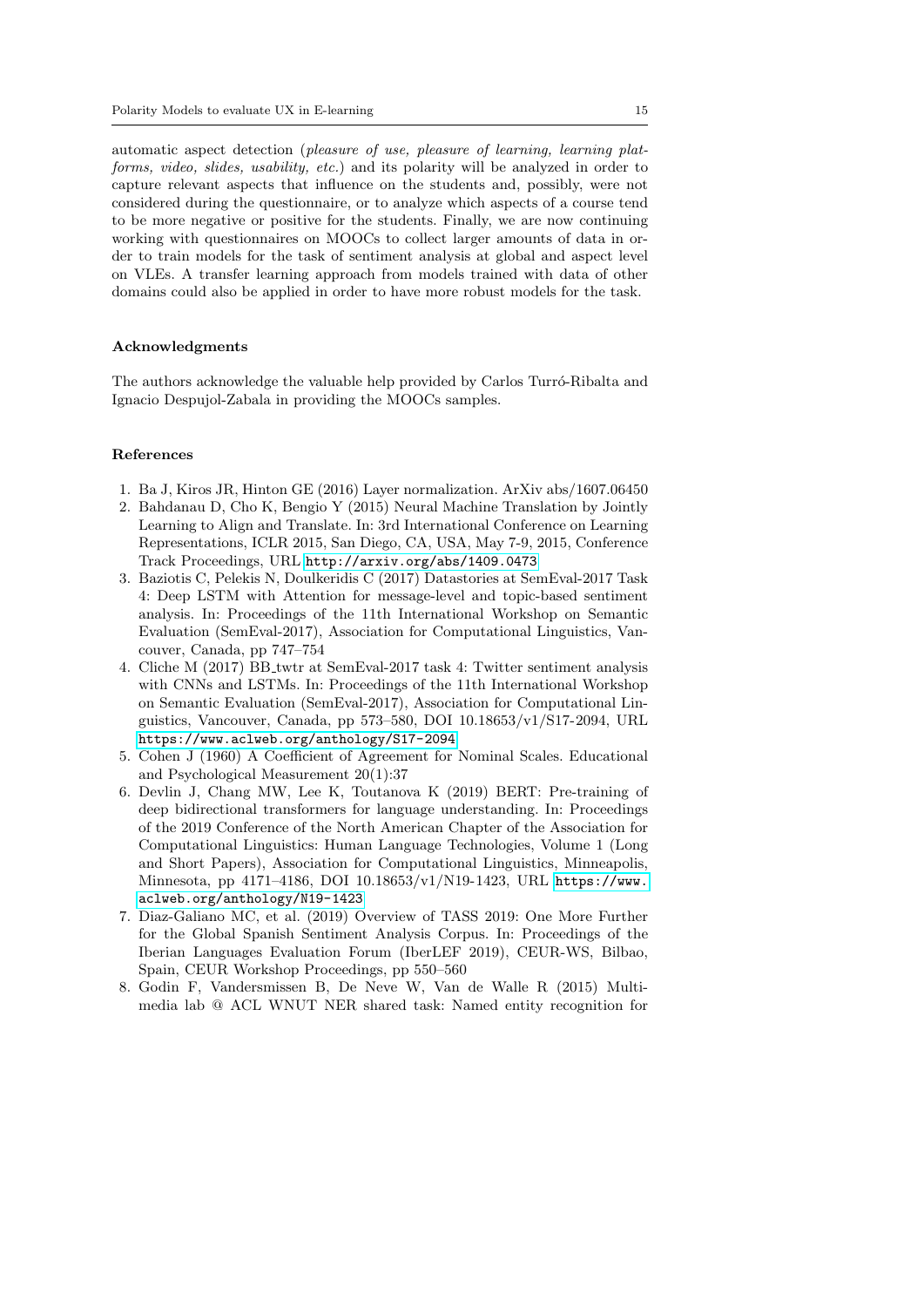automatic aspect detection (*pleasure of use, pleasure of learning, learning platforms, video, slides, usability, etc.*) and its polarity will be analyzed in order to capture relevant aspects that influence on the students and, possibly, were not considered during the questionnaire, or to analyze which aspects of a course tend to be more negative or positive for the students. Finally, we are now continuing working with questionnaires on MOOCs to collect larger amounts of data in order to train models for the task of sentiment analysis at global and aspect level on VLEs. A transfer learning approach from models trained with data of other domains could also be applied in order to have more robust models for the task.

## Acknowledgments

The authors acknowledge the valuable help provided by Carlos Turró-Ribalta and Ignacio Despujol-Zabala in providing the MOOCs samples.

## References

1. Ba J, Kiros JR, Hinton GE (2016) Layer normalization. ArXiv abs/1607.06450
2. Bahdanau D, Cho K, Bengio Y (2015) Neural Machine Translation by Jointly Learning to Align and Translate. In: 3rd International Conference on Learning Representations, ICLR 2015, San Diego, CA, USA, May 7-9, 2015, Conference Track Proceedings, URL http://arxiv.org/abs/1409.0473
3. Baziotis C, Pelekis N, Doulkeridis C (2017) Datastories at SemEval-2017 Task 4: Deep LSTM with Attention for message-level and topic-based sentiment analysis. In: Proceedings of the 11th International Workshop on Semantic Evaluation (SemEval-2017), Association for Computational Linguistics, Vancouver, Canada, pp 747–754
4. Cliche M (2017) BB_twtr at SemEval-2017 task 4: Twitter sentiment analysis with CNNs and LSTMs. In: Proceedings of the 11th International Workshop on Semantic Evaluation (SemEval-2017), Association for Computational Linguistics, Vancouver, Canada, pp 573–580, DOI 10.18653/v1/S17-2094, URL https://www.aclweb.org/anthology/S17-2094
5. Cohen J (1960) A Coefficient of Agreement for Nominal Scales. Educational and Psychological Measurement 20(1):37
6. Devlin J, Chang MW, Lee K, Toutanova K (2019) BERT: Pre-training of deep bidirectional transformers for language understanding. In: Proceedings of the 2019 Conference of the North American Chapter of the Association for Computational Linguistics: Human Language Technologies, Volume 1 (Long and Short Papers), Association for Computational Linguistics, Minneapolis, Minnesota, pp 4171–4186, DOI 10.18653/v1/N19-1423, URL https://www.aclweb.org/anthology/N19-1423
7. Diaz-Galiano MC, et al. (2019) Overview of TASS 2019: One More Further for the Global Spanish Sentiment Analysis Corpus. In: Proceedings of the Iberian Languages Evaluation Forum (IberLEF 2019), CEUR-WS, Bilbao, Spain, CEUR Workshop Proceedings, pp 550–560
8. Godin F, Vandersmissen B, De Neve W, Van de Walle R (2015) Multimedia lab @ ACL WNUT NER shared task: Named entity recognition for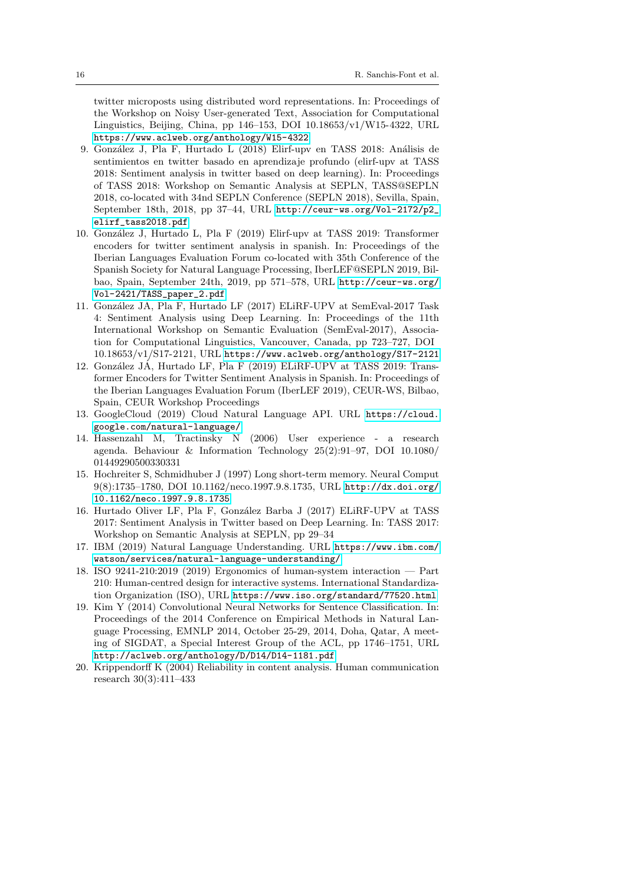twitter microposts using distributed word representations. In: Proceedings of the Workshop on Noisy User-generated Text, Association for Computational Linguistics, Beijing, China, pp 146–153, DOI 10.18653/v1/W15-4322, URL https://www.aclweb.org/anthology/W15-4322

9. González J, Pla F, Hurtado L (2018) Elirf-upv en TASS 2018: Análisis de sentimientos en twitter basado en aprendizaje profundo (elirf-upv at TASS 2018: Sentiment analysis in twitter based on deep learning). In: Proceedings of TASS 2018: Workshop on Semantic Analysis at SEPLN, TASS@SEPLN 2018, co-located with 34nd SEPLN Conference (SEPLN 2018), Sevilla, Spain, September 18th, 2018, pp 37–44, URL http://ceur-ws.org/Vol-2172/p2_elirf_tass2018.pdf
10. González J, Hurtado L, Pla F (2019) Elirf-upv at TASS 2019: Transformer encoders for twitter sentiment analysis in spanish. In: Proceedings of the Iberian Languages Evaluation Forum co-located with 35th Conference of the Spanish Society for Natural Language Processing, IberLEF@SEPLN 2019, Bilbao, Spain, September 24th, 2019, pp 571–578, URL http://ceur-ws.org/Vol-2421/TASS_paper_2.pdf
11. González JÁ, Pla F, Hurtado LF (2017) ELiRF-UPV at SemEval-2017 Task 4: Sentiment Analysis using Deep Learning. In: Proceedings of the 11th International Workshop on Semantic Evaluation (SemEval-2017), Association for Computational Linguistics, Vancouver, Canada, pp 723–727, DOI 10.18653/v1/S17-2121, URL https://www.aclweb.org/anthology/S17-2121
12. González JÁ, Hurtado LF, Pla F (2019) ELiRF-UPV at TASS 2019: Transformer Encoders for Twitter Sentiment Analysis in Spanish. In: Proceedings of the Iberian Languages Evaluation Forum (IberLEF 2019), CEUR-WS, Bilbao, Spain, CEUR Workshop Proceedings
13. GoogleCloud (2019) Cloud Natural Language API. URL https://cloud.google.com/natural-language/
14. Hassenzahl M, Tractinsky N (2006) User experience - a research agenda. Behaviour & Information Technology 25(2):91–97, DOI 10.1080/01449290500330331
15. Hochreiter S, Schmidhuber J (1997) Long short-term memory. Neural Comput 9(8):1735–1780, DOI 10.1162/neco.1997.9.8.1735, URL http://dx.doi.org/10.1162/neco.1997.9.8.1735
16. Hurtado Oliver LF, Pla F, González Barba J (2017) ELiRF-UPV at TASS 2017: Sentiment Analysis in Twitter based on Deep Learning. In: TASS 2017: Workshop on Semantic Analysis at SEPLN, pp 29–34
17. IBM (2019) Natural Language Understanding. URL https://www.ibm.com/watson/services/natural-language-understanding/
18. ISO 9241-210:2019 (2019) Ergonomics of human-system interaction — Part 210: Human-centred design for interactive systems. International Standardization Organization (ISO), URL https://www.iso.org/standard/77520.html
19. Kim Y (2014) Convolutional Neural Networks for Sentence Classification. In: Proceedings of the 2014 Conference on Empirical Methods in Natural Language Processing, EMNLP 2014, October 25-29, 2014, Doha, Qatar, A meeting of SIGDAT, a Special Interest Group of the ACL, pp 1746–1751, URL http://aclweb.org/anthology/D/D14/D14-1181.pdf
20. Krippendorff K (2004) Reliability in content analysis. Human communication research 30(3):411–433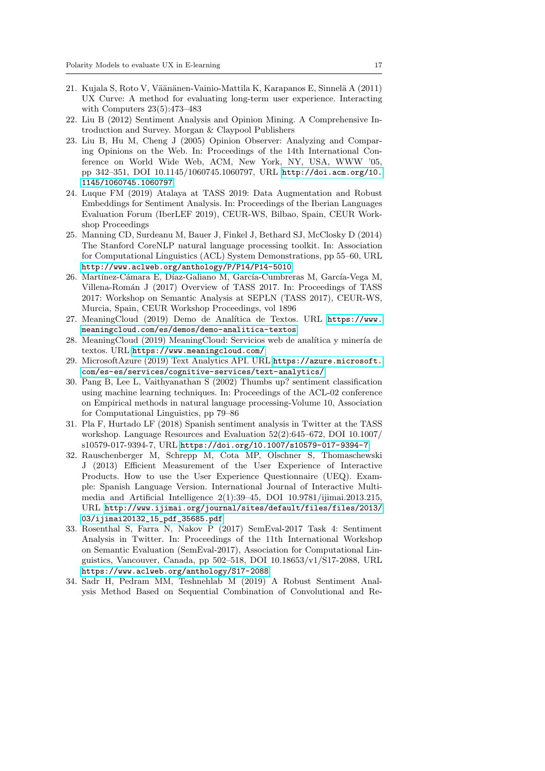21. Kujala S, Roto V, Väänänen-Vainio-Mattila K, Karapanos E, Sinnelä A (2011) UX Curve: A method for evaluating long-term user experience. Interacting with Computers 23(5):473–483
22. Liu B (2012) Sentiment Analysis and Opinion Mining. A Comprehensive Introduction and Survey. Morgan & Claypool Publishers
23. Liu B, Hu M, Cheng J (2005) Opinion Observer: Analyzing and Comparing Opinions on the Web. In: Proceedings of the 14th International Conference on World Wide Web, ACM, New York, NY, USA, WWW '05, pp 342–351, DOI 10.1145/1060745.1060797, URL http://doi.acm.org/10.1145/1060745.1060797
24. Luque FM (2019) Atalaya at TASS 2019: Data Augmentation and Robust Embeddings for Sentiment Analysis. In: Proceedings of the Iberian Languages Evaluation Forum (IberLEF 2019), CEUR-WS, Bilbao, Spain, CEUR Workshop Proceedings
25. Manning CD, Surdeanu M, Bauer J, Finkel J, Bethard SJ, McClosky D (2014) The Stanford CoreNLP natural language processing toolkit. In: Association for Computational Linguistics (ACL) System Demonstrations, pp 55–60, URL http://www.aclweb.org/anthology/P/P14/P14-5010
26. Martínez-Cámara E, Díaz-Galiano M, García-Cumbreras M, García-Vega M, Villena-Román J (2017) Overview of TASS 2017. In: Proceedings of TASS 2017: Workshop on Semantic Analysis at SEPLN (TASS 2017), CEUR-WS, Murcia, Spain, CEUR Workshop Proceedings, vol 1896
27. MeaningCloud (2019) Demo de Analítica de Textos. URL https://www.meaningcloud.com/es/demos/demo-analitica-textos
28. MeaningCloud (2019) MeaningCloud: Servicios web de analítica y minería de textos. URL https://www.meaningcloud.com/
29. MicrosoftAzure (2019) Text Analytics API. URL https://azure.microsoft.com/es-es/services/cognitive-services/text-analytics/
30. Pang B, Lee L, Vaithyanathan S (2002) Thumbs up? sentiment classification using machine learning techniques. In: Proceedings of the ACL-02 conference on Empirical methods in natural language processing-Volume 10, Association for Computational Linguistics, pp 79–86
31. Pla F, Hurtado LF (2018) Spanish sentiment analysis in Twitter at the TASS workshop. Language Resources and Evaluation 52(2):645–672, DOI 10.1007/s10579-017-9394-7, URL https://doi.org/10.1007/s10579-017-9394-7
32. Rauschenberger M, Schrepp M, Cota MP, Olschner S, Thomaschewski J (2013) Efficient Measurement of the User Experience of Interactive Products. How to use the User Experience Questionnaire (UEQ). Example: Spanish Language Version. International Journal of Interactive Multimedia and Artificial Intelligence 2(1):39–45, DOI 10.9781/ijimai.2013.215, URL http://www.ijimai.org/journal/sites/default/files/files/2013/03/ijimai20132_15_pdf_35685.pdf
33. Rosenthal S, Farra N, Nakov P (2017) SemEval-2017 Task 4: Sentiment Analysis in Twitter. In: Proceedings of the 11th International Workshop on Semantic Evaluation (SemEval-2017), Association for Computational Linguistics, Vancouver, Canada, pp 502–518, DOI 10.18653/v1/S17-2088, URL https://www.aclweb.org/anthology/S17-2088
34. Sadr H, Pedram MM, Teshnehlab M (2019) A Robust Sentiment Analysis Method Based on Sequential Combination of Convolutional and Re-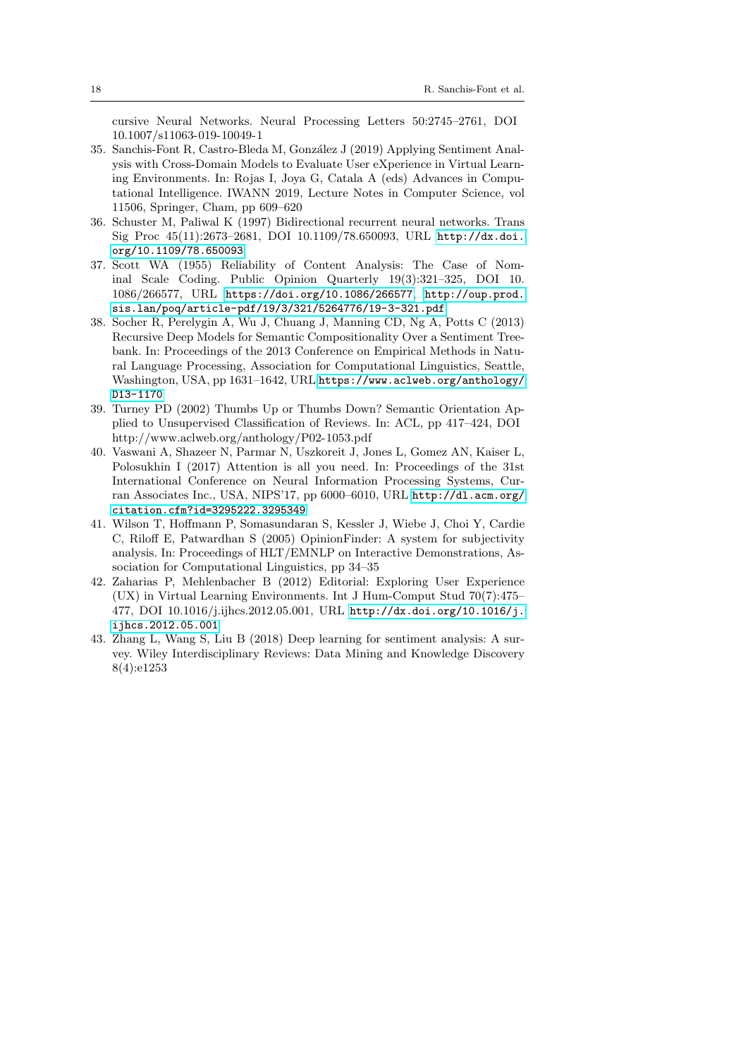cursive Neural Networks. Neural Processing Letters 50:2745–2761, DOI 10.1007/s11063-019-10049-1

35. Sanchis-Font R, Castro-Bleda M, González J (2019) Applying Sentiment Analysis with Cross-Domain Models to Evaluate User eXperience in Virtual Learning Environments. In: Rojas I, Joya G, Catala A (eds) Advances in Computational Intelligence. IWANN 2019, Lecture Notes in Computer Science, vol 11506, Springer, Cham, pp 609–620
36. Schuster M, Paliwal K (1997) Bidirectional recurrent neural networks. Trans Sig Proc 45(11):2673–2681, DOI 10.1109/78.650093, URL http://dx.doi.org/10.1109/78.650093
37. Scott WA (1955) Reliability of Content Analysis: The Case of Nominal Scale Coding. Public Opinion Quarterly 19(3):321–325, DOI 10.1086/266577, URL https://doi.org/10.1086/266577, http://oup.prod.sis.lan/poq/article-pdf/19/3/321/5264776/19-3-321.pdf
38. Socher R, Perelygin A, Wu J, Chuang J, Manning CD, Ng A, Potts C (2013) Recursive Deep Models for Semantic Compositionality Over a Sentiment Treebank. In: Proceedings of the 2013 Conference on Empirical Methods in Natural Language Processing, Association for Computational Linguistics, Seattle, Washington, USA, pp 1631–1642, URL https://www.aclweb.org/anthology/D13-1170
39. Turney PD (2002) Thumbs Up or Thumbs Down? Semantic Orientation Applied to Unsupervised Classification of Reviews. In: ACL, pp 417–424, DOI http://www.aclweb.org/anthology/P02-1053.pdf
40. Vaswani A, Shazeer N, Parmar N, Uszkoreit J, Jones L, Gomez AN, Kaiser L, Polosukhin I (2017) Attention is all you need. In: Proceedings of the 31st International Conference on Neural Information Processing Systems, Curran Associates Inc., USA, NIPS'17, pp 6000–6010, URL http://dl.acm.org/citation.cfm?id=3295222.3295349
41. Wilson T, Hoffmann P, Somasundaran S, Kessler J, Wiebe J, Choi Y, Cardie C, Riloff E, Patwardhan S (2005) OpinionFinder: A system for subjectivity analysis. In: Proceedings of HLT/EMNLP on Interactive Demonstrations, Association for Computational Linguistics, pp 34–35
42. Zaharias P, Mehlenbacher B (2012) Editorial: Exploring User Experience (UX) in Virtual Learning Environments. Int J Hum-Comput Stud 70(7):475–477, DOI 10.1016/j.ijhcs.2012.05.001, URL http://dx.doi.org/10.1016/j.ijhcs.2012.05.001
43. Zhang L, Wang S, Liu B (2018) Deep learning for sentiment analysis: A survey. Wiley Interdisciplinary Reviews: Data Mining and Knowledge Discovery 8(4):e1253